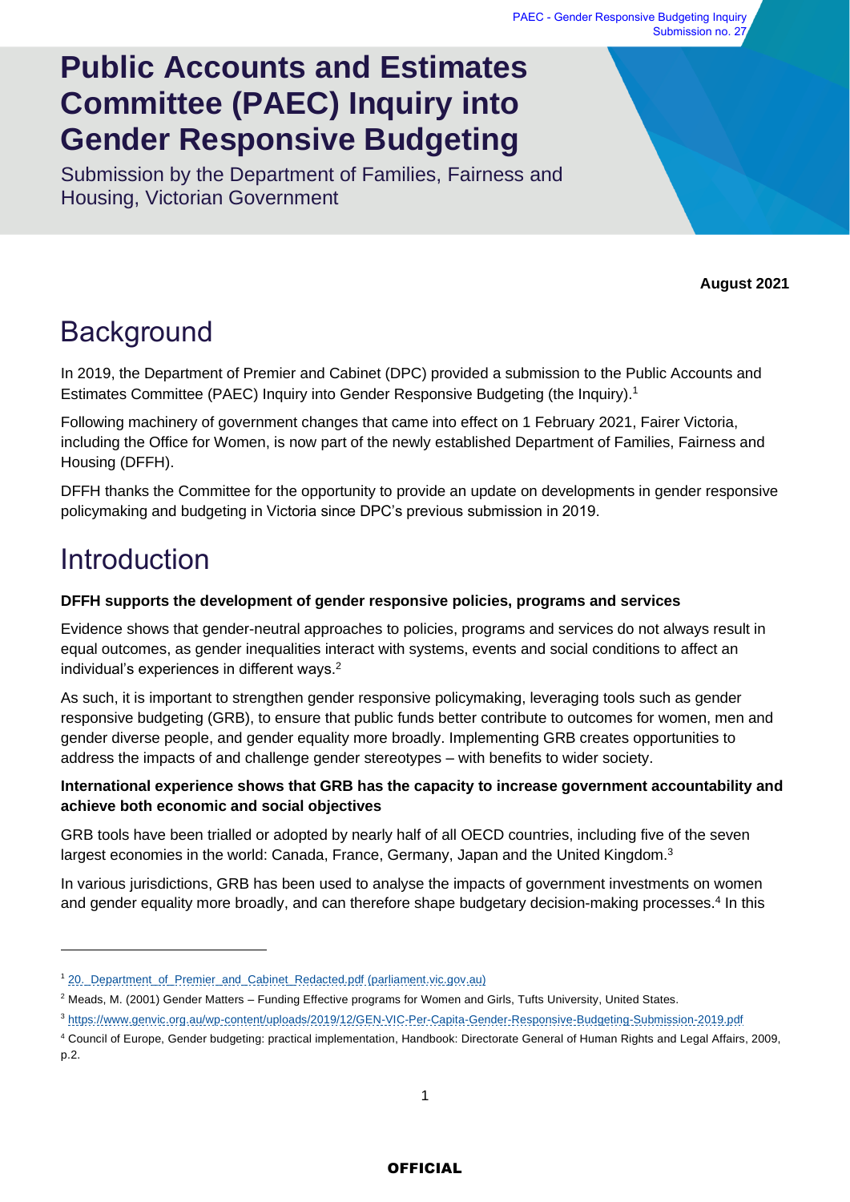# Public Accounts and Estimates Committee (PAEC) Inquiry into Gender Responsive Budgeting

Submission by the Department of Families, Fairness and Housing, Victorian Government

**August 2021**

## Background

In 2019, the Department of Premier and Cabinet (DPC) provided a submission to the Public Accounts and Estimates Committee (PAEC) Inquiry into Gender Responsive Budgeting (the Inquiry).[1]

Following machinery of government changes that came into effect on 1 February 2021, Fairer Victoria, including the Office for Women, is now part of the newly established Department of Families, Fairness and Housing (DFFH).

DFFH thanks the Committee for the opportunity to provide an update on developments in gender responsive policymaking and budgeting in Victoria since DPC's previous submission in 2019.

## Introduction

**DFFH supports the development of gender responsive policies, programs and services**

Evidence shows that gender-neutral approaches to policies, programs and services do not always result in equal outcomes, as gender inequalities interact with systems, events and social conditions to affect an individual's experiences in different ways.[2]

As such, it is important to strengthen gender responsive policymaking, leveraging tools such as gender responsive budgeting (GRB), to ensure that public funds better contribute to outcomes for women, men and gender diverse people, and gender equality more broadly. Implementing GRB creates opportunities to address the impacts of and challenge gender stereotypes – with benefits to wider society.

**International experience shows that GRB has the capacity to increase government accountability and achieve both economic and social objectives**

GRB tools have been trialled or adopted by nearly half of all OECD countries, including five of the seven largest economies in the world: Canada, France, Germany, Japan and the United Kingdom.[3]

In various jurisdictions, GRB has been used to analyse the impacts of government investments on women and gender equality more broadly, and can therefore shape budgetary decision-making processes.[4] In this

---

[1] 20._Department_of_Premier_and_Cabinet_Redacted.pdf (parliament.vic.gov.au)

[2] Meads, M. (2001) Gender Matters – Funding Effective programs for Women and Girls, Tufts University, United States.

[3] https://www.genvic.org.au/wp-content/uploads/2019/12/GEN-VIC-Per-Capita-Gender-Responsive-Budgeting-Submission-2019.pdf

[4] Council of Europe, Gender budgeting: practical implementation, Handbook: Directorate General of Human Rights and Legal Affairs, 2009, p.2.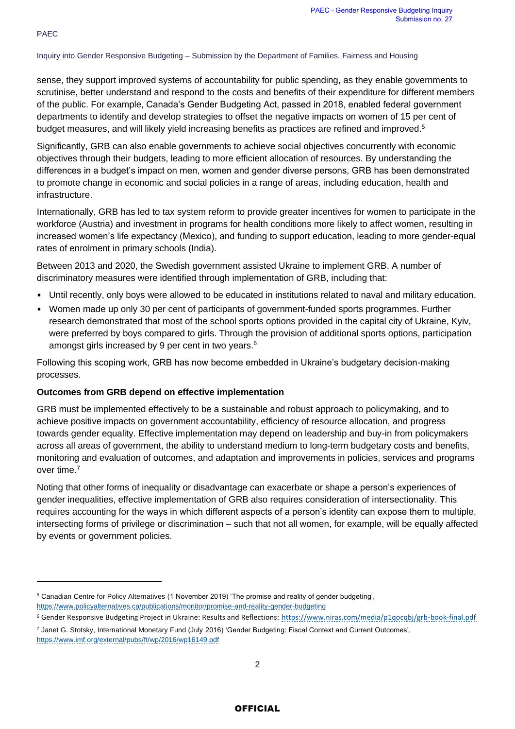sense, they support improved systems of accountability for public spending, as they enable governments to scrutinise, better understand and respond to the costs and benefits of their expenditure for different members of the public. For example, Canada's Gender Budgeting Act, passed in 2018, enabled federal government departments to identify and develop strategies to offset the negative impacts on women of 15 per cent of budget measures, and will likely yield increasing benefits as practices are refined and improved.[5]

Significantly, GRB can also enable governments to achieve social objectives concurrently with economic objectives through their budgets, leading to more efficient allocation of resources. By understanding the differences in a budget's impact on men, women and gender diverse persons, GRB has been demonstrated to promote change in economic and social policies in a range of areas, including education, health and infrastructure.

Internationally, GRB has led to tax system reform to provide greater incentives for women to participate in the workforce (Austria) and investment in programs for health conditions more likely to affect women, resulting in increased women's life expectancy (Mexico), and funding to support education, leading to more gender-equal rates of enrolment in primary schools (India).

Between 2013 and 2020, the Swedish government assisted Ukraine to implement GRB. A number of discriminatory measures were identified through implementation of GRB, including that:

- Until recently, only boys were allowed to be educated in institutions related to naval and military education.
- Women made up only 30 per cent of participants of government-funded sports programmes. Further research demonstrated that most of the school sports options provided in the capital city of Ukraine, Kyiv, were preferred by boys compared to girls. Through the provision of additional sports options, participation amongst girls increased by 9 per cent in two years.[6]

Following this scoping work, GRB has now become embedded in Ukraine's budgetary decision-making processes.

**Outcomes from GRB depend on effective implementation**

GRB must be implemented effectively to be a sustainable and robust approach to policymaking, and to achieve positive impacts on government accountability, efficiency of resource allocation, and progress towards gender equality. Effective implementation may depend on leadership and buy-in from policymakers across all areas of government, the ability to understand medium to long-term budgetary costs and benefits, monitoring and evaluation of outcomes, and adaptation and improvements in policies, services and programs over time.[7]

Noting that other forms of inequality or disadvantage can exacerbate or shape a person's experiences of gender inequalities, effective implementation of GRB also requires consideration of intersectionality. This requires accounting for the ways in which different aspects of a person's identity can expose them to multiple, intersecting forms of privilege or discrimination – such that not all women, for example, will be equally affected by events or government policies.

---

[5] Canadian Centre for Policy Alternatives (1 November 2019) 'The promise and reality of gender budgeting', https://www.policyalternatives.ca/publications/monitor/promise-and-reality-gender-budgeting

[6] Gender Responsive Budgeting Project in Ukraine: Results and Reflections: https://www.niras.com/media/p1gocqbj/grb-book-final.pdf

[7] Janet G. Stotsky, International Monetary Fund (July 2016) 'Gender Budgeting: Fiscal Context and Current Outcomes', https://www.imf.org/external/pubs/ft/wp/2016/wp16149.pdf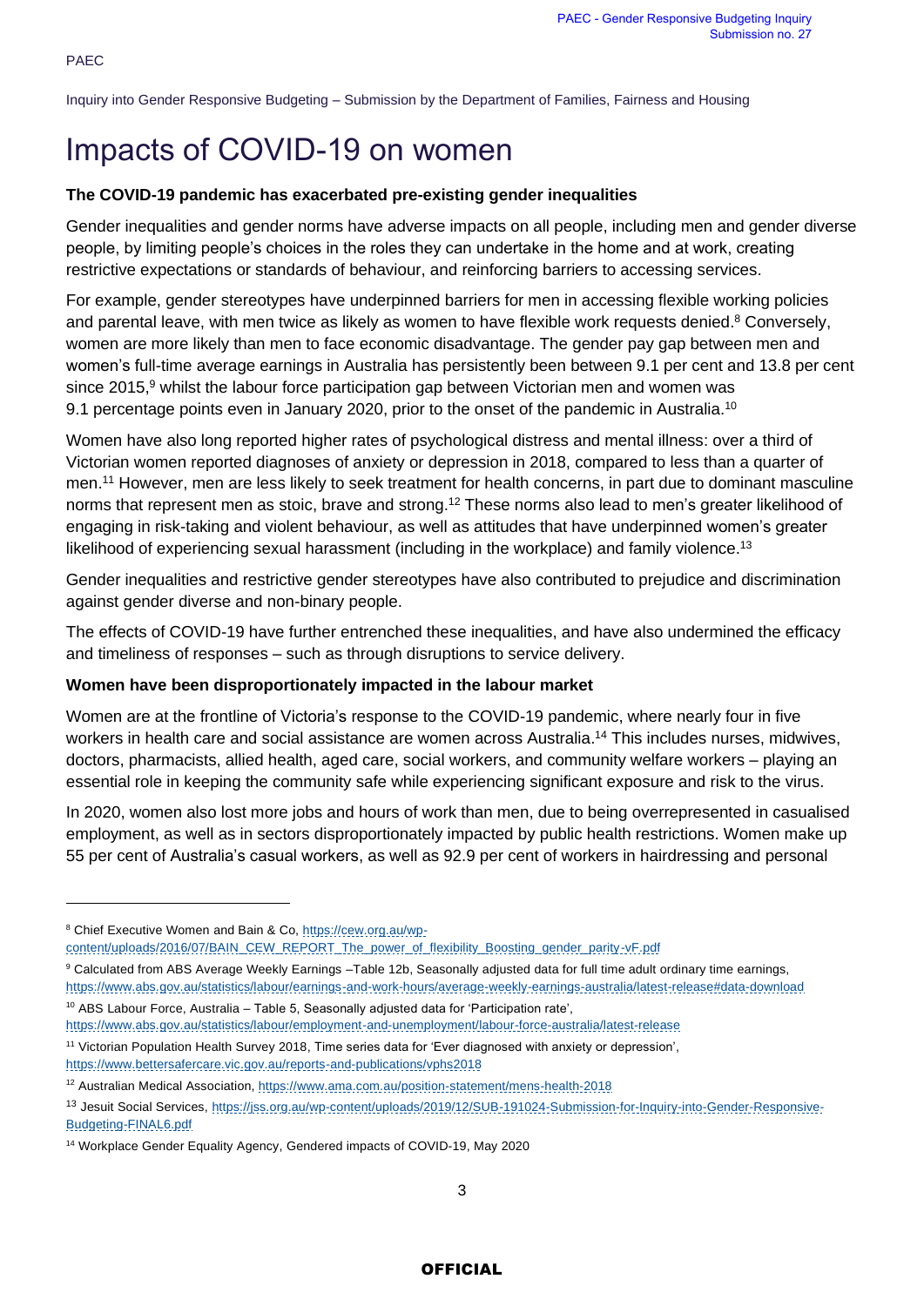# Impacts of COVID-19 on women

**The COVID-19 pandemic has exacerbated pre-existing gender inequalities**

Gender inequalities and gender norms have adverse impacts on all people, including men and gender diverse people, by limiting people's choices in the roles they can undertake in the home and at work, creating restrictive expectations or standards of behaviour, and reinforcing barriers to accessing services.

For example, gender stereotypes have underpinned barriers for men in accessing flexible working policies and parental leave, with men twice as likely as women to have flexible work requests denied.[8] Conversely, women are more likely than men to face economic disadvantage. The gender pay gap between men and women's full-time average earnings in Australia has persistently been between 9.1 per cent and 13.8 per cent since 2015,[9] whilst the labour force participation gap between Victorian men and women was 9.1 percentage points even in January 2020, prior to the onset of the pandemic in Australia.[10]

Women have also long reported higher rates of psychological distress and mental illness: over a third of Victorian women reported diagnoses of anxiety or depression in 2018, compared to less than a quarter of men.[11] However, men are less likely to seek treatment for health concerns, in part due to dominant masculine norms that represent men as stoic, brave and strong.[12] These norms also lead to men's greater likelihood of engaging in risk-taking and violent behaviour, as well as attitudes that have underpinned women's greater likelihood of experiencing sexual harassment (including in the workplace) and family violence.[13]

Gender inequalities and restrictive gender stereotypes have also contributed to prejudice and discrimination against gender diverse and non-binary people.

The effects of COVID-19 have further entrenched these inequalities, and have also undermined the efficacy and timeliness of responses – such as through disruptions to service delivery.

**Women have been disproportionately impacted in the labour market**

Women are at the frontline of Victoria's response to the COVID-19 pandemic, where nearly four in five workers in health care and social assistance are women across Australia.[14] This includes nurses, midwives, doctors, pharmacists, allied health, aged care, social workers, and community welfare workers – playing an essential role in keeping the community safe while experiencing significant exposure and risk to the virus.

In 2020, women also lost more jobs and hours of work than men, due to being overrepresented in casualised employment, as well as in sectors disproportionately impacted by public health restrictions. Women make up 55 per cent of Australia's casual workers, as well as 92.9 per cent of workers in hairdressing and personal

---

[8] Chief Executive Women and Bain & Co, https://cew.org.au/wp-content/uploads/2016/07/BAIN_CEW_REPORT_The_power_of_flexibility_Boosting_gender_parity-vF.pdf

[9] Calculated from ABS Average Weekly Earnings –Table 12b, Seasonally adjusted data for full time adult ordinary time earnings, https://www.abs.gov.au/statistics/labour/earnings-and-work-hours/average-weekly-earnings-australia/latest-release#data-download

[10] ABS Labour Force, Australia – Table 5, Seasonally adjusted data for 'Participation rate', https://www.abs.gov.au/statistics/labour/employment-and-unemployment/labour-force-australia/latest-release

[11] Victorian Population Health Survey 2018, Time series data for 'Ever diagnosed with anxiety or depression', https://www.bettersafercare.vic.gov.au/reports-and-publications/vphs2018

[12] Australian Medical Association, https://www.ama.com.au/position-statement/mens-health-2018

[13] Jesuit Social Services, https://jss.org.au/wp-content/uploads/2019/12/SUB-191024-Submission-for-Inquiry-into-Gender-Responsive-Budgeting-FINAL6.pdf

[14] Workplace Gender Equality Agency, Gendered impacts of COVID-19, May 2020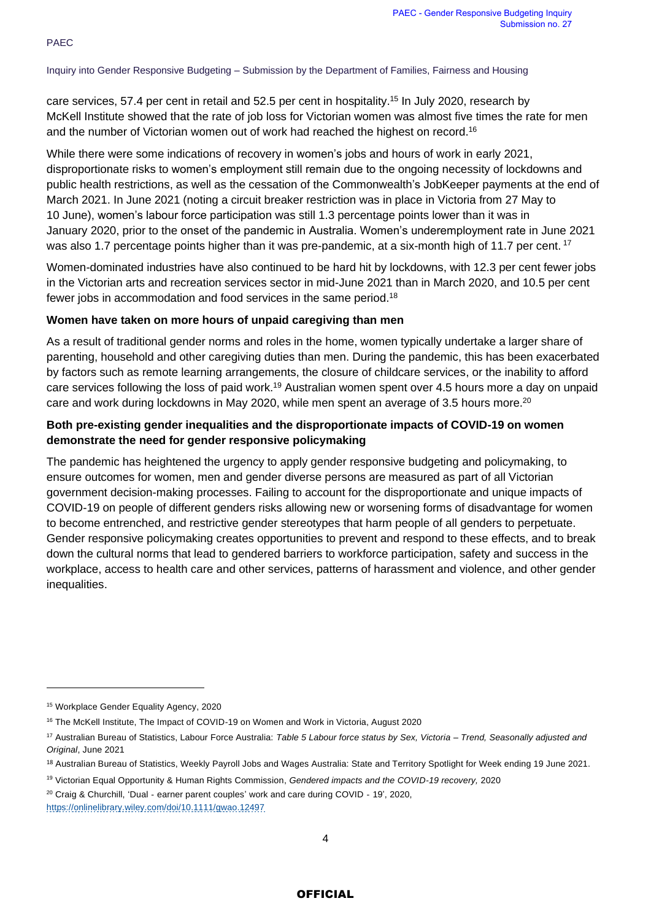care services, 57.4 per cent in retail and 52.5 per cent in hospitality.[15] In July 2020, research by McKell Institute showed that the rate of job loss for Victorian women was almost five times the rate for men and the number of Victorian women out of work had reached the highest on record.[16]

While there were some indications of recovery in women's jobs and hours of work in early 2021, disproportionate risks to women's employment still remain due to the ongoing necessity of lockdowns and public health restrictions, as well as the cessation of the Commonwealth's JobKeeper payments at the end of March 2021. In June 2021 (noting a circuit breaker restriction was in place in Victoria from 27 May to 10 June), women's labour force participation was still 1.3 percentage points lower than it was in January 2020, prior to the onset of the pandemic in Australia. Women's underemployment rate in June 2021 was also 1.7 percentage points higher than it was pre-pandemic, at a six-month high of 11.7 per cent.[17]

Women-dominated industries have also continued to be hard hit by lockdowns, with 12.3 per cent fewer jobs in the Victorian arts and recreation services sector in mid-June 2021 than in March 2020, and 10.5 per cent fewer jobs in accommodation and food services in the same period.[18]

**Women have taken on more hours of unpaid caregiving than men**

As a result of traditional gender norms and roles in the home, women typically undertake a larger share of parenting, household and other caregiving duties than men. During the pandemic, this has been exacerbated by factors such as remote learning arrangements, the closure of childcare services, or the inability to afford care services following the loss of paid work.[19] Australian women spent over 4.5 hours more a day on unpaid care and work during lockdowns in May 2020, while men spent an average of 3.5 hours more.[20]

**Both pre-existing gender inequalities and the disproportionate impacts of COVID-19 on women demonstrate the need for gender responsive policymaking**

The pandemic has heightened the urgency to apply gender responsive budgeting and policymaking, to ensure outcomes for women, men and gender diverse persons are measured as part of all Victorian government decision-making processes. Failing to account for the disproportionate and unique impacts of COVID-19 on people of different genders risks allowing new or worsening forms of disadvantage for women to become entrenched, and restrictive gender stereotypes that harm people of all genders to perpetuate. Gender responsive policymaking creates opportunities to prevent and respond to these effects, and to break down the cultural norms that lead to gendered barriers to workforce participation, safety and success in the workplace, access to health care and other services, patterns of harassment and violence, and other gender inequalities.

---

[15] Workplace Gender Equality Agency, 2020

[16] The McKell Institute, The Impact of COVID-19 on Women and Work in Victoria, August 2020

[17] Australian Bureau of Statistics, Labour Force Australia: *Table 5 Labour force status by Sex, Victoria – Trend, Seasonally adjusted and Original*, June 2021

[18] Australian Bureau of Statistics, Weekly Payroll Jobs and Wages Australia: State and Territory Spotlight for Week ending 19 June 2021.

[19] Victorian Equal Opportunity & Human Rights Commission, *Gendered impacts and the COVID-19 recovery,* 2020

[20] Craig & Churchill, 'Dual - earner parent couples' work and care during COVID - 19', 2020, https://onlinelibrary.wiley.com/doi/10.1111/gwao.12497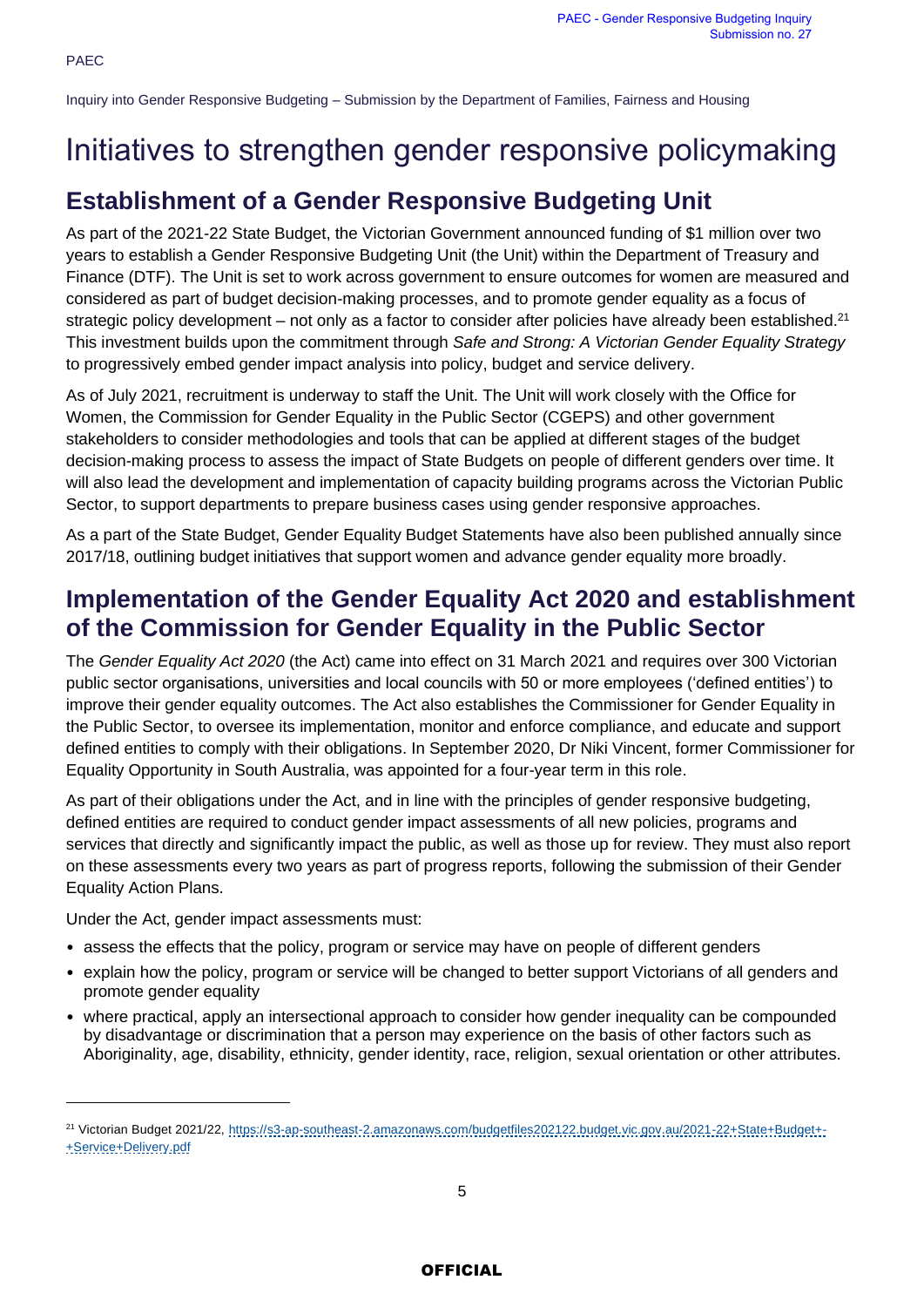# Initiatives to strengthen gender responsive policymaking

## Establishment of a Gender Responsive Budgeting Unit

As part of the 2021-22 State Budget, the Victorian Government announced funding of $1 million over two years to establish a Gender Responsive Budgeting Unit (the Unit) within the Department of Treasury and Finance (DTF). The Unit is set to work across government to ensure outcomes for women are measured and considered as part of budget decision-making processes, and to promote gender equality as a focus of strategic policy development – not only as a factor to consider after policies have already been established.[21] This investment builds upon the commitment through *Safe and Strong: A Victorian Gender Equality Strategy* to progressively embed gender impact analysis into policy, budget and service delivery.

As of July 2021, recruitment is underway to staff the Unit. The Unit will work closely with the Office for Women, the Commission for Gender Equality in the Public Sector (CGEPS) and other government stakeholders to consider methodologies and tools that can be applied at different stages of the budget decision-making process to assess the impact of State Budgets on people of different genders over time. It will also lead the development and implementation of capacity building programs across the Victorian Public Sector, to support departments to prepare business cases using gender responsive approaches.

As a part of the State Budget, Gender Equality Budget Statements have also been published annually since 2017/18, outlining budget initiatives that support women and advance gender equality more broadly.

## Implementation of the Gender Equality Act 2020 and establishment of the Commission for Gender Equality in the Public Sector

The *Gender Equality Act 2020* (the Act) came into effect on 31 March 2021 and requires over 300 Victorian public sector organisations, universities and local councils with 50 or more employees ('defined entities') to improve their gender equality outcomes. The Act also establishes the Commissioner for Gender Equality in the Public Sector, to oversee its implementation, monitor and enforce compliance, and educate and support defined entities to comply with their obligations. In September 2020, Dr Niki Vincent, former Commissioner for Equality Opportunity in South Australia, was appointed for a four-year term in this role.

As part of their obligations under the Act, and in line with the principles of gender responsive budgeting, defined entities are required to conduct gender impact assessments of all new policies, programs and services that directly and significantly impact the public, as well as those up for review. They must also report on these assessments every two years as part of progress reports, following the submission of their Gender Equality Action Plans.

Under the Act, gender impact assessments must:

- assess the effects that the policy, program or service may have on people of different genders
- explain how the policy, program or service will be changed to better support Victorians of all genders and promote gender equality
- where practical, apply an intersectional approach to consider how gender inequality can be compounded by disadvantage or discrimination that a person may experience on the basis of other factors such as Aboriginality, age, disability, ethnicity, gender identity, race, religion, sexual orientation or other attributes.

---

[21] Victorian Budget 2021/22, https://s3-ap-southeast-2.amazonaws.com/budgetfiles202122.budget.vic.gov.au/2021-22+State+Budget+-+Service+Delivery.pdf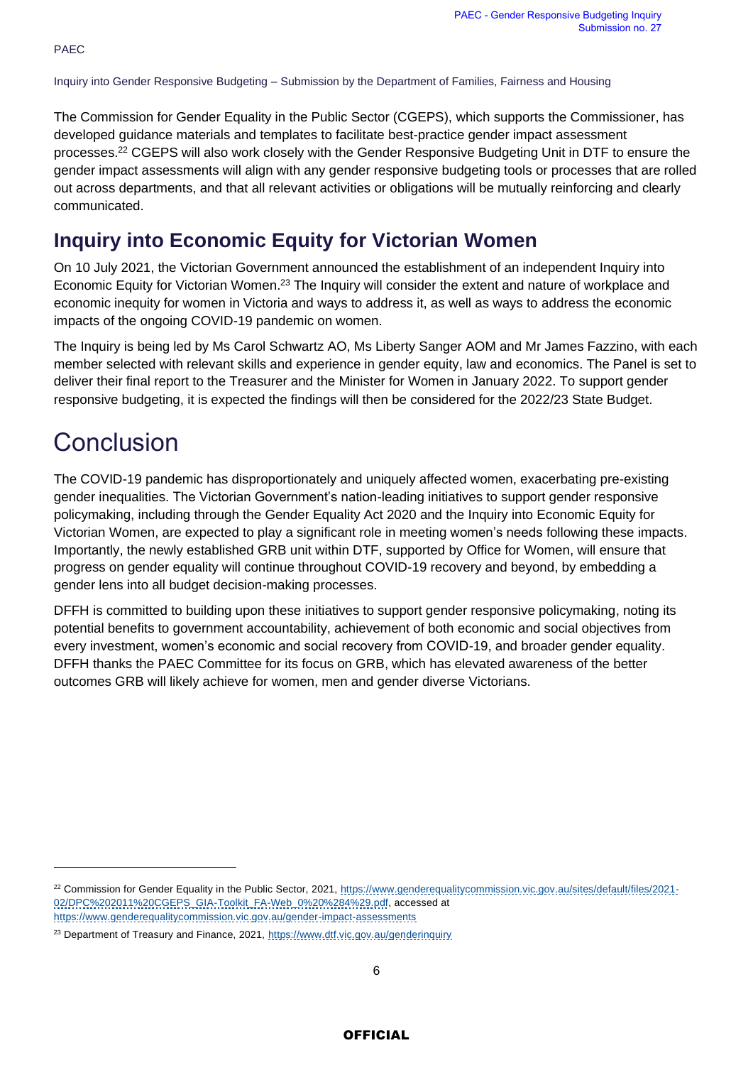The Commission for Gender Equality in the Public Sector (CGEPS), which supports the Commissioner, has developed guidance materials and templates to facilitate best-practice gender impact assessment processes.[22] CGEPS will also work closely with the Gender Responsive Budgeting Unit in DTF to ensure the gender impact assessments will align with any gender responsive budgeting tools or processes that are rolled out across departments, and that all relevant activities or obligations will be mutually reinforcing and clearly communicated.

## Inquiry into Economic Equity for Victorian Women

On 10 July 2021, the Victorian Government announced the establishment of an independent Inquiry into Economic Equity for Victorian Women.[23] The Inquiry will consider the extent and nature of workplace and economic inequity for women in Victoria and ways to address it, as well as ways to address the economic impacts of the ongoing COVID-19 pandemic on women.

The Inquiry is being led by Ms Carol Schwartz AO, Ms Liberty Sanger AOM and Mr James Fazzino, with each member selected with relevant skills and experience in gender equity, law and economics. The Panel is set to deliver their final report to the Treasurer and the Minister for Women in January 2022. To support gender responsive budgeting, it is expected the findings will then be considered for the 2022/23 State Budget.

# Conclusion

The COVID-19 pandemic has disproportionately and uniquely affected women, exacerbating pre-existing gender inequalities. The Victorian Government's nation-leading initiatives to support gender responsive policymaking, including through the Gender Equality Act 2020 and the Inquiry into Economic Equity for Victorian Women, are expected to play a significant role in meeting women's needs following these impacts. Importantly, the newly established GRB unit within DTF, supported by Office for Women, will ensure that progress on gender equality will continue throughout COVID-19 recovery and beyond, by embedding a gender lens into all budget decision-making processes.

DFFH is committed to building upon these initiatives to support gender responsive policymaking, noting its potential benefits to government accountability, achievement of both economic and social objectives from every investment, women's economic and social recovery from COVID-19, and broader gender equality. DFFH thanks the PAEC Committee for its focus on GRB, which has elevated awareness of the better outcomes GRB will likely achieve for women, men and gender diverse Victorians.

---

[22] Commission for Gender Equality in the Public Sector, 2021, https://www.genderequalitycommission.vic.gov.au/sites/default/files/2021-02/DPC%202011%20CGEPS_GIA-Toolkit_FA-Web_0%20%284%29.pdf, accessed at https://www.genderequalitycommission.vic.gov.au/gender-impact-assessments

[23] Department of Treasury and Finance, 2021, https://www.dtf.vic.gov.au/genderinquiry